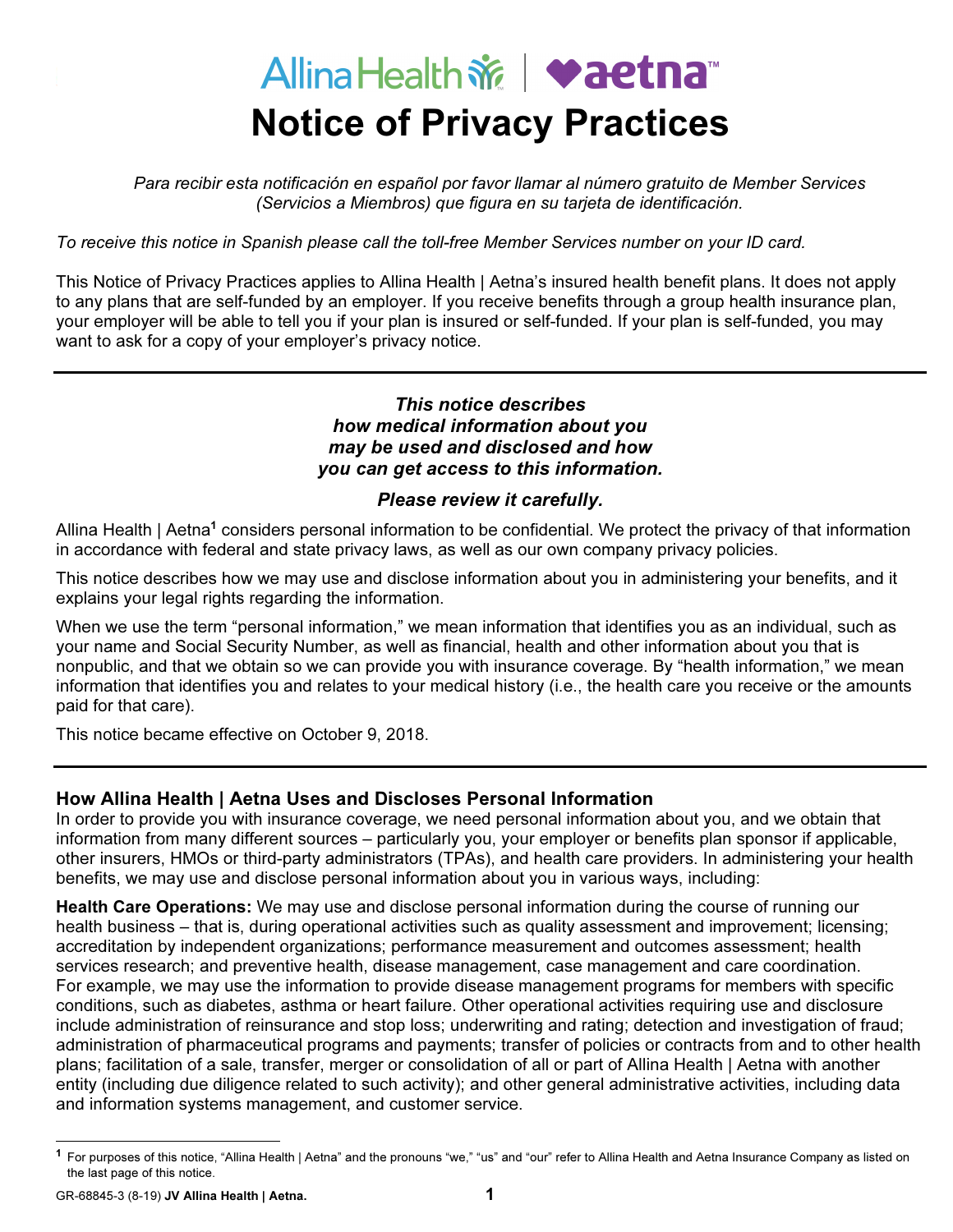# Notice of Privacy Practices

*Para recibir esta notificación en español por favor llamar al número gratuito de Member Services (Servicios a Miembros) que figura en su tarjeta de identificación.*

*To receive this notice in Spanish please call the toll-free Member Services number on your ID card.*

This Notice of Privacy Practices applies to Allina Health | Aetna's insured health benefit plans. It does not apply to any plans that are self-funded by an employer. If you receive benefits through a group health insurance plan, your employer will be able to tell you if your plan is insured or self-funded. If your plan is self-funded, you may want to ask for a copy of your employer's privacy notice.

---

***This notice describes how medical information about you may be used and disclosed and how you can get access to this information.***

***Please review it carefully.***

Allina Health | Aetna[1] considers personal information to be confidential. We protect the privacy of that information in accordance with federal and state privacy laws, as well as our own company privacy policies.

This notice describes how we may use and disclose information about you in administering your benefits, and it explains your legal rights regarding the information.

When we use the term "personal information," we mean information that identifies you as an individual, such as your name and Social Security Number, as well as financial, health and other information about you that is nonpublic, and that we obtain so we can provide you with insurance coverage. By "health information," we mean information that identifies you and relates to your medical history (i.e., the health care you receive or the amounts paid for that care).

This notice became effective on October 9, 2018.

---

## How Allina Health | Aetna Uses and Discloses Personal Information

In order to provide you with insurance coverage, we need personal information about you, and we obtain that information from many different sources – particularly you, your employer or benefits plan sponsor if applicable, other insurers, HMOs or third-party administrators (TPAs), and health care providers. In administering your health benefits, we may use and disclose personal information about you in various ways, including:

**Health Care Operations:** We may use and disclose personal information during the course of running our health business – that is, during operational activities such as quality assessment and improvement; licensing; accreditation by independent organizations; performance measurement and outcomes assessment; health services research; and preventive health, disease management, case management and care coordination. For example, we may use the information to provide disease management programs for members with specific conditions, such as diabetes, asthma or heart failure. Other operational activities requiring use and disclosure include administration of reinsurance and stop loss; underwriting and rating; detection and investigation of fraud; administration of pharmaceutical programs and payments; transfer of policies or contracts from and to other health plans; facilitation of a sale, transfer, merger or consolidation of all or part of Allina Health | Aetna with another entity (including due diligence related to such activity); and other general administrative activities, including data and information systems management, and customer service.

---

[1] For purposes of this notice, "Allina Health | Aetna" and the pronouns "we," "us" and "our" refer to Allina Health and Aetna Insurance Company as listed on the last page of this notice.

GR-68845-3 (8-19) **JV Allina Health | Aetna.**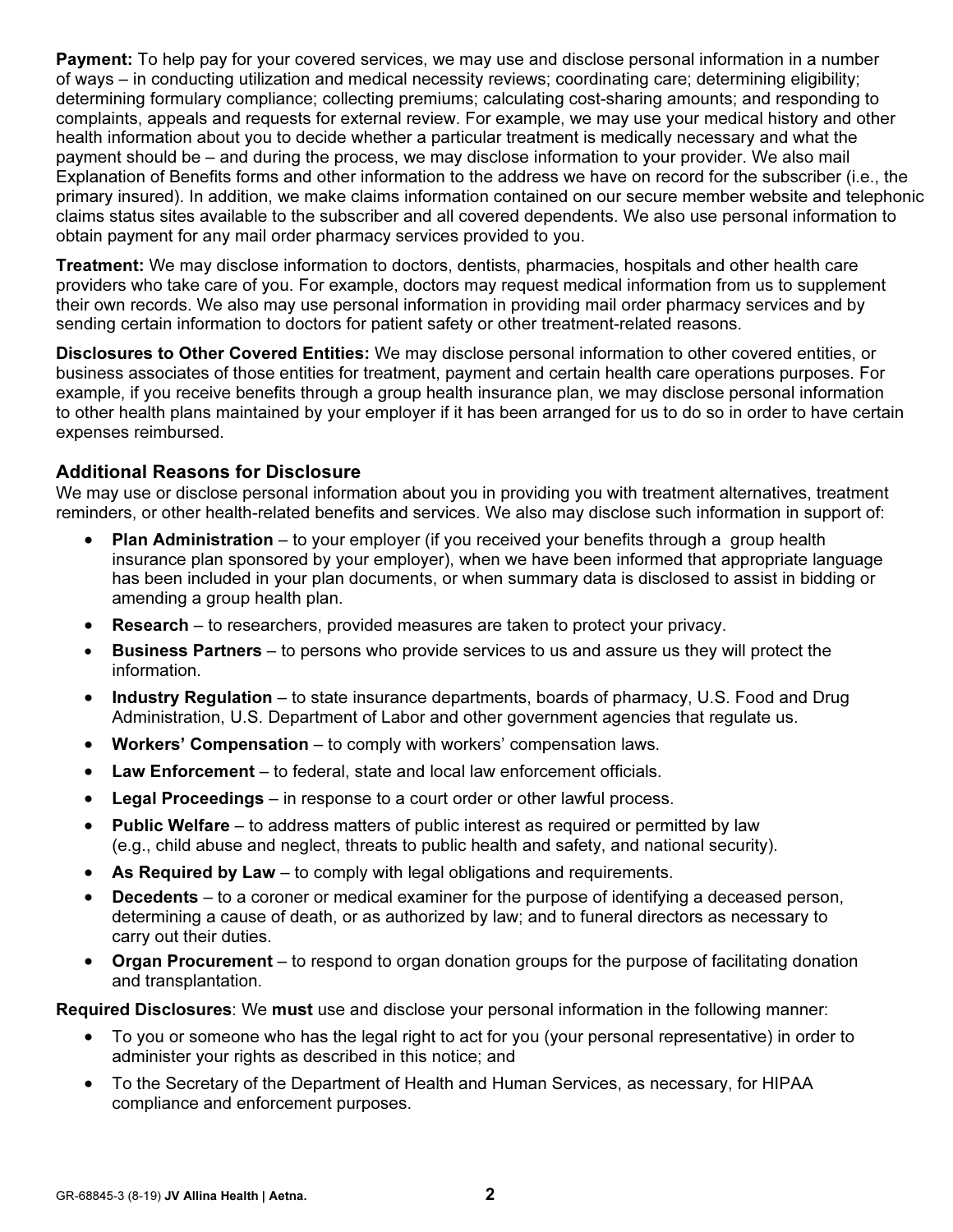**Payment:** To help pay for your covered services, we may use and disclose personal information in a number of ways – in conducting utilization and medical necessity reviews; coordinating care; determining eligibility; determining formulary compliance; collecting premiums; calculating cost-sharing amounts; and responding to complaints, appeals and requests for external review. For example, we may use your medical history and other health information about you to decide whether a particular treatment is medically necessary and what the payment should be – and during the process, we may disclose information to your provider. We also mail Explanation of Benefits forms and other information to the address we have on record for the subscriber (i.e., the primary insured). In addition, we make claims information contained on our secure member website and telephonic claims status sites available to the subscriber and all covered dependents. We also use personal information to obtain payment for any mail order pharmacy services provided to you.

**Treatment:** We may disclose information to doctors, dentists, pharmacies, hospitals and other health care providers who take care of you. For example, doctors may request medical information from us to supplement their own records. We also may use personal information in providing mail order pharmacy services and by sending certain information to doctors for patient safety or other treatment-related reasons.

**Disclosures to Other Covered Entities:** We may disclose personal information to other covered entities, or business associates of those entities for treatment, payment and certain health care operations purposes. For example, if you receive benefits through a group health insurance plan, we may disclose personal information to other health plans maintained by your employer if it has been arranged for us to do so in order to have certain expenses reimbursed.

### Additional Reasons for Disclosure

We may use or disclose personal information about you in providing you with treatment alternatives, treatment reminders, or other health-related benefits and services. We also may disclose such information in support of:

- **Plan Administration** – to your employer (if you received your benefits through a group health insurance plan sponsored by your employer), when we have been informed that appropriate language has been included in your plan documents, or when summary data is disclosed to assist in bidding or amending a group health plan.
- **Research** – to researchers, provided measures are taken to protect your privacy.
- **Business Partners** – to persons who provide services to us and assure us they will protect the information.
- **Industry Regulation** – to state insurance departments, boards of pharmacy, U.S. Food and Drug Administration, U.S. Department of Labor and other government agencies that regulate us.
- **Workers' Compensation** – to comply with workers' compensation laws.
- **Law Enforcement** – to federal, state and local law enforcement officials.
- **Legal Proceedings** – in response to a court order or other lawful process.
- **Public Welfare** – to address matters of public interest as required or permitted by law (e.g., child abuse and neglect, threats to public health and safety, and national security).
- **As Required by Law** – to comply with legal obligations and requirements.
- **Decedents** – to a coroner or medical examiner for the purpose of identifying a deceased person, determining a cause of death, or as authorized by law; and to funeral directors as necessary to carry out their duties.
- **Organ Procurement** – to respond to organ donation groups for the purpose of facilitating donation and transplantation.

**Required Disclosures**: We **must** use and disclose your personal information in the following manner:

- To you or someone who has the legal right to act for you (your personal representative) in order to administer your rights as described in this notice; and
- To the Secretary of the Department of Health and Human Services, as necessary, for HIPAA compliance and enforcement purposes.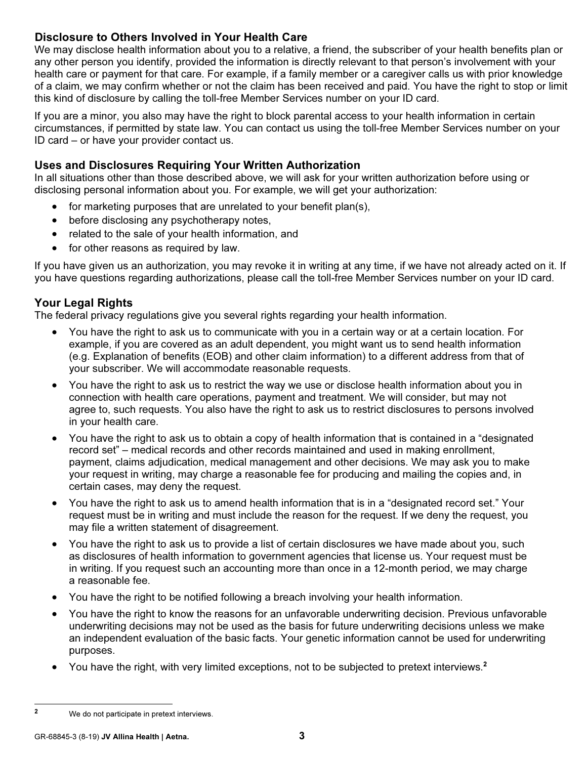### Disclosure to Others Involved in Your Health Care

We may disclose health information about you to a relative, a friend, the subscriber of your health benefits plan or any other person you identify, provided the information is directly relevant to that person's involvement with your health care or payment for that care. For example, if a family member or a caregiver calls us with prior knowledge of a claim, we may confirm whether or not the claim has been received and paid. You have the right to stop or limit this kind of disclosure by calling the toll-free Member Services number on your ID card.

If you are a minor, you also may have the right to block parental access to your health information in certain circumstances, if permitted by state law. You can contact us using the toll-free Member Services number on your ID card – or have your provider contact us.

### Uses and Disclosures Requiring Your Written Authorization

In all situations other than those described above, we will ask for your written authorization before using or disclosing personal information about you. For example, we will get your authorization:

- for marketing purposes that are unrelated to your benefit plan(s),
- before disclosing any psychotherapy notes,
- related to the sale of your health information, and
- for other reasons as required by law.

If you have given us an authorization, you may revoke it in writing at any time, if we have not already acted on it. If you have questions regarding authorizations, please call the toll-free Member Services number on your ID card.

### Your Legal Rights

The federal privacy regulations give you several rights regarding your health information.

- You have the right to ask us to communicate with you in a certain way or at a certain location. For example, if you are covered as an adult dependent, you might want us to send health information (e.g. Explanation of benefits (EOB) and other claim information) to a different address from that of your subscriber. We will accommodate reasonable requests.
- You have the right to ask us to restrict the way we use or disclose health information about you in connection with health care operations, payment and treatment. We will consider, but may not agree to, such requests. You also have the right to ask us to restrict disclosures to persons involved in your health care.
- You have the right to ask us to obtain a copy of health information that is contained in a "designated record set" – medical records and other records maintained and used in making enrollment, payment, claims adjudication, medical management and other decisions. We may ask you to make your request in writing, may charge a reasonable fee for producing and mailing the copies and, in certain cases, may deny the request.
- You have the right to ask us to amend health information that is in a "designated record set." Your request must be in writing and must include the reason for the request. If we deny the request, you may file a written statement of disagreement.
- You have the right to ask us to provide a list of certain disclosures we have made about you, such as disclosures of health information to government agencies that license us. Your request must be in writing. If you request such an accounting more than once in a 12-month period, we may charge a reasonable fee.
- You have the right to be notified following a breach involving your health information.
- You have the right to know the reasons for an unfavorable underwriting decision. Previous unfavorable underwriting decisions may not be used as the basis for future underwriting decisions unless we make an independent evaluation of the basic facts. Your genetic information cannot be used for underwriting purposes.
- You have the right, with very limited exceptions, not to be subjected to pretext interviews.[2]

[2] We do not participate in pretext interviews.

GR-68845-3 (8-19) **JV Allina Health | Aetna.**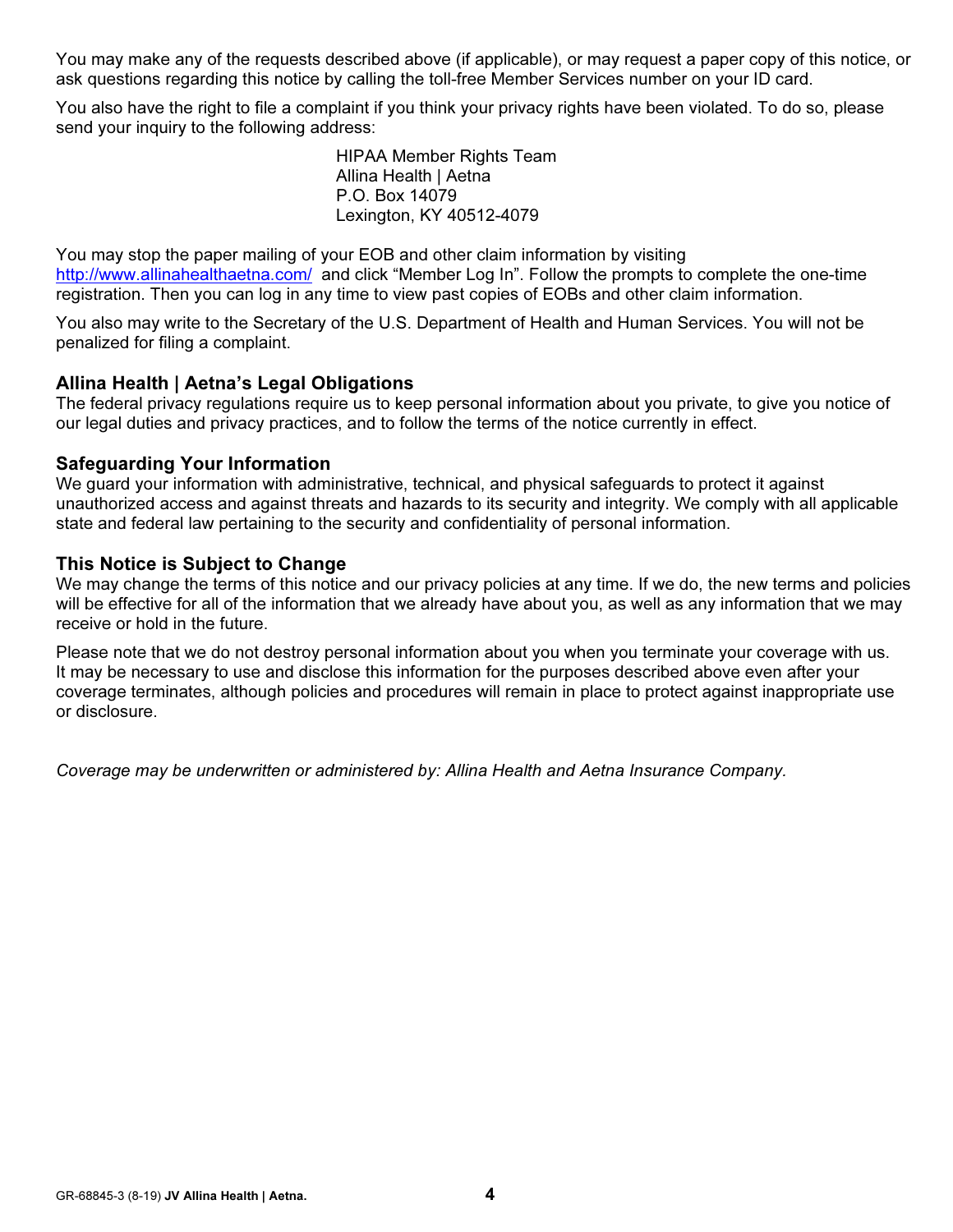You may make any of the requests described above (if applicable), or may request a paper copy of this notice, or ask questions regarding this notice by calling the toll-free Member Services number on your ID card.

You also have the right to file a complaint if you think your privacy rights have been violated. To do so, please send your inquiry to the following address:

HIPAA Member Rights Team
Allina Health | Aetna
P.O. Box 14079
Lexington, KY 40512-4079

You may stop the paper mailing of your EOB and other claim information by visiting http://www.allinahealthaetna.com/ and click "Member Log In". Follow the prompts to complete the one-time registration. Then you can log in any time to view past copies of EOBs and other claim information.

You also may write to the Secretary of the U.S. Department of Health and Human Services. You will not be penalized for filing a complaint.

### Allina Health | Aetna's Legal Obligations

The federal privacy regulations require us to keep personal information about you private, to give you notice of our legal duties and privacy practices, and to follow the terms of the notice currently in effect.

### Safeguarding Your Information

We guard your information with administrative, technical, and physical safeguards to protect it against unauthorized access and against threats and hazards to its security and integrity. We comply with all applicable state and federal law pertaining to the security and confidentiality of personal information.

### This Notice is Subject to Change

We may change the terms of this notice and our privacy policies at any time. If we do, the new terms and policies will be effective for all of the information that we already have about you, as well as any information that we may receive or hold in the future.

Please note that we do not destroy personal information about you when you terminate your coverage with us. It may be necessary to use and disclose this information for the purposes described above even after your coverage terminates, although policies and procedures will remain in place to protect against inappropriate use or disclosure.

*Coverage may be underwritten or administered by: Allina Health and Aetna Insurance Company.*

GR-68845-3 (8-19) **JV Allina Health | Aetna.**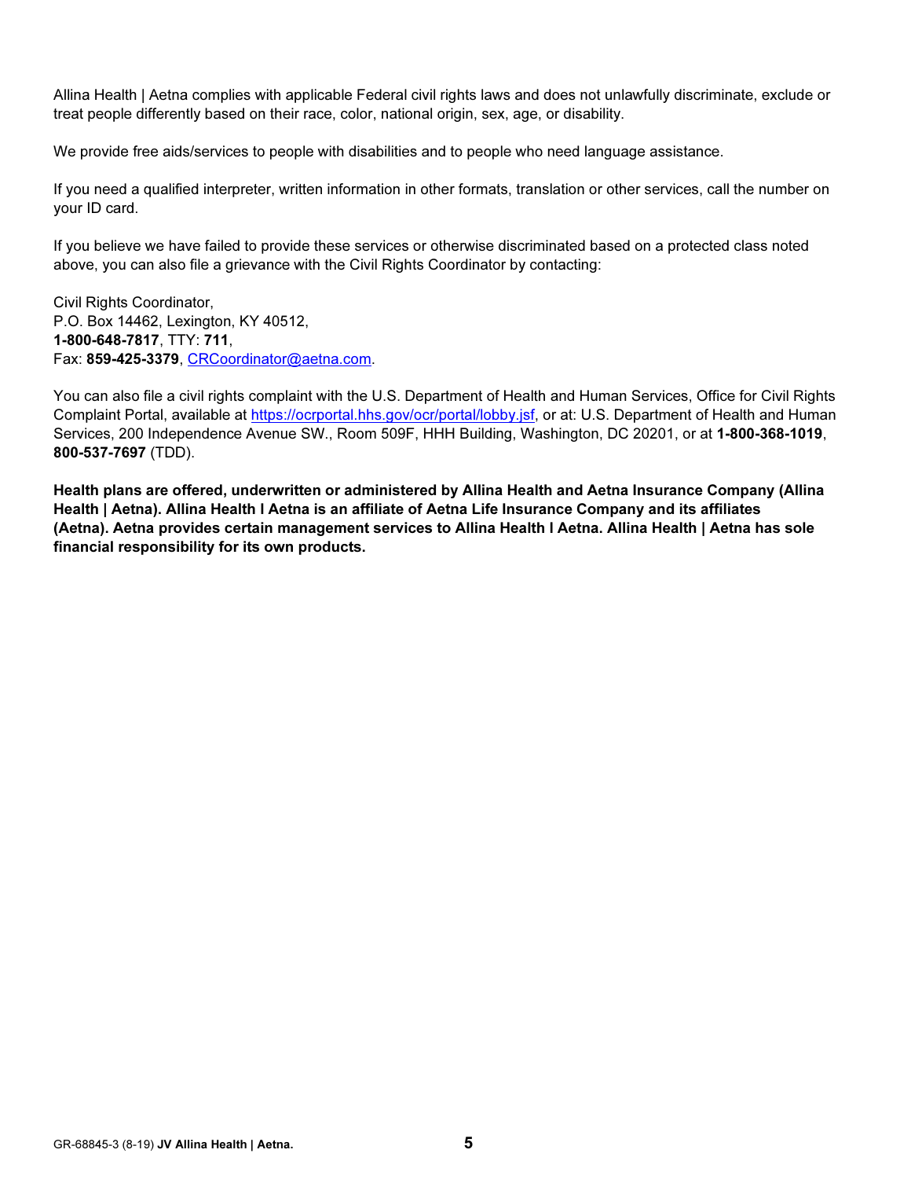Allina Health | Aetna complies with applicable Federal civil rights laws and does not unlawfully discriminate, exclude or treat people differently based on their race, color, national origin, sex, age, or disability.

We provide free aids/services to people with disabilities and to people who need language assistance.

If you need a qualified interpreter, written information in other formats, translation or other services, call the number on your ID card.

If you believe we have failed to provide these services or otherwise discriminated based on a protected class noted above, you can also file a grievance with the Civil Rights Coordinator by contacting:

Civil Rights Coordinator,
P.O. Box 14462, Lexington, KY 40512,
**1-800-648-7817**, TTY: **711**,
Fax: **859-425-3379**, CRCoordinator@aetna.com.

You can also file a civil rights complaint with the U.S. Department of Health and Human Services, Office for Civil Rights Complaint Portal, available at https://ocrportal.hhs.gov/ocr/portal/lobby.jsf, or at: U.S. Department of Health and Human Services, 200 Independence Avenue SW., Room 509F, HHH Building, Washington, DC 20201, or at **1-800-368-1019**, **800-537-7697** (TDD).

**Health plans are offered, underwritten or administered by Allina Health and Aetna Insurance Company (Allina Health | Aetna). Allina Health I Aetna is an affiliate of Aetna Life Insurance Company and its affiliates (Aetna). Aetna provides certain management services to Allina Health I Aetna. Allina Health | Aetna has sole financial responsibility for its own products.**

GR-68845-3 (8-19) **JV Allina Health | Aetna.**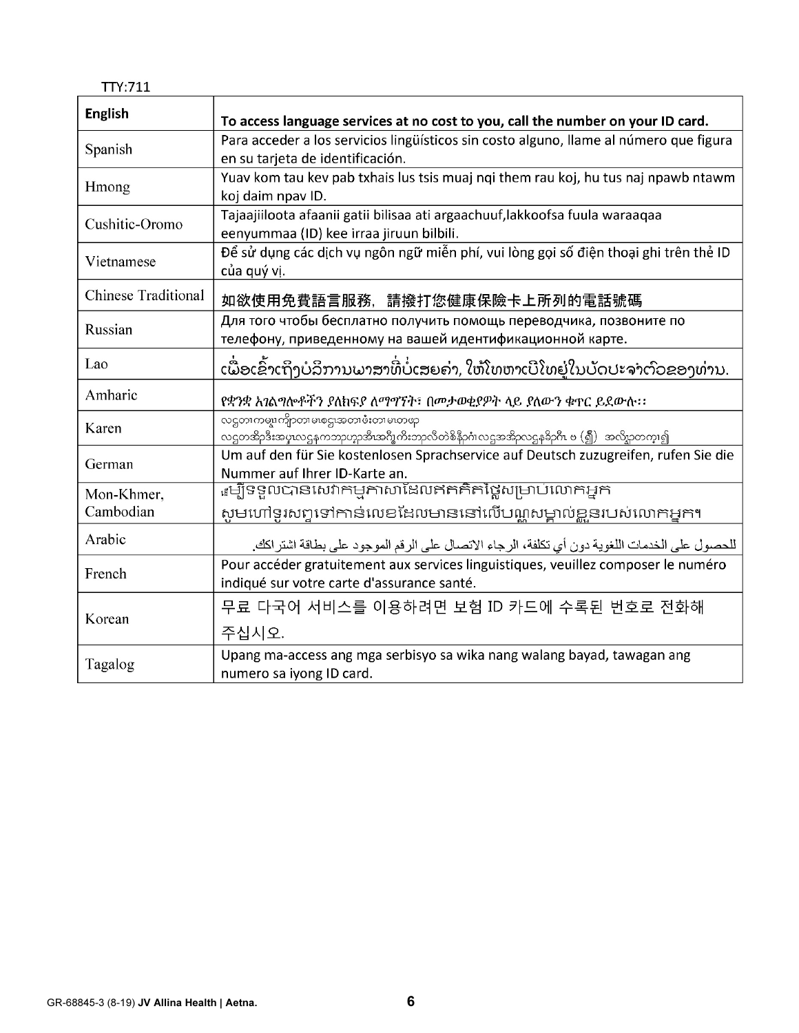TTY:711

| English | To access language services at no cost to you, call the number on your ID card. |
|---|---|
| Spanish | Para acceder a los servicios lingüísticos sin costo alguno, llame al número que figura en su tarjeta de identificación. |
| Hmong | Yuav kom tau kev pab txhais lus tsis muaj nqi them rau koj, hu tus naj npawb ntawm koj daim npav ID. |
| Cushitic-Oromo | Tajaajiiloota afaanii gatii bilisaa ati argaachuuf,lakkoofsa fuula waraaqaa eenyummaa (ID) kee irraa jiruun bilbili. |
| Vietnamese | Để sử dụng các dịch vụ ngôn ngữ miễn phí, vui lòng gọi số điện thoại ghi trên thẻ ID của quý vị. |
| Chinese Traditional | 如欲使用免費語言服務， 請撥打您健康保險卡上所列的電話號碼 |
| Russian | Для того чтобы бесплатно получить помощь переводчика, позвоните по телефону, приведенному на вашей идентификационной карте. |
| Lao | ເພື່ອເຂົ້າເຖິງບໍລິການພາສາທີ່ບໍ່ເສຍຄ່າ, ໃຫ້ໂທຫາເບີໂທຢູ່ໃນບັດປະຈຳຕົວຂອງທ່ານ. |
| Amharic | የቋንቋ አገልግሎቶችን ያለክፍያ ለማግኘት፣ በመታወቂያዎት ላይ ያለውን ቁጥር ይደውሉ፡፡ |
| Karen | လၢနတၢ်ကမၤန့ၢ်ကျိာ်တၢ်မၤစၢၤအတၢ်ဖံးတၢ်မၤတဖၣ် လၢတအိၣ်ဒီးအပှ့ၤလၢနကဘၣ်ဟ့ၣ်အီၤအဂီၢ်ကိးဘၣ်လီတဲစိနီၣ်ဂံၢ်လၢအအိၣ်လၢနနဲၣ်ဂ့ၤ ဗ (ၡီ) အလိၤတက့ၢ်. |
| German | Um auf den für Sie kostenlosen Sprachservice auf Deutsch zuzugreifen, rufen Sie die Nummer auf Ihrer ID-Karte an. |
| Mon-Khmer, Cambodian | ដើម្បីទទួលបានសេវាកម្មភាសាដែលឥតគិតថ្លៃសម្រាប់លោកអ្នក សូមហៅទូរសព្ទទៅកាន់លេខដែលមាននៅលើបណ្ណសម្គាល់ខ្លួនរបស់លោកអ្នក។ |
| Arabic | للحصول على الخدمات اللغوية دون أي تكلفة، الرجاء الاتصال على الرقم الموجود على بطاقة اشتراكك. |
| French | Pour accéder gratuitement aux services linguistiques, veuillez composer le numéro indiqué sur votre carte d'assurance santé. |
| Korean | 무료 다국어 서비스를 이용하려면 보험 ID 카드에 수록된 번호로 전화해 주십시오. |
| Tagalog | Upang ma-access ang mga serbisyo sa wika nang walang bayad, tawagan ang numero sa iyong ID card. |

GR-68845-3 (8-19) **JV Allina Health | Aetna.**